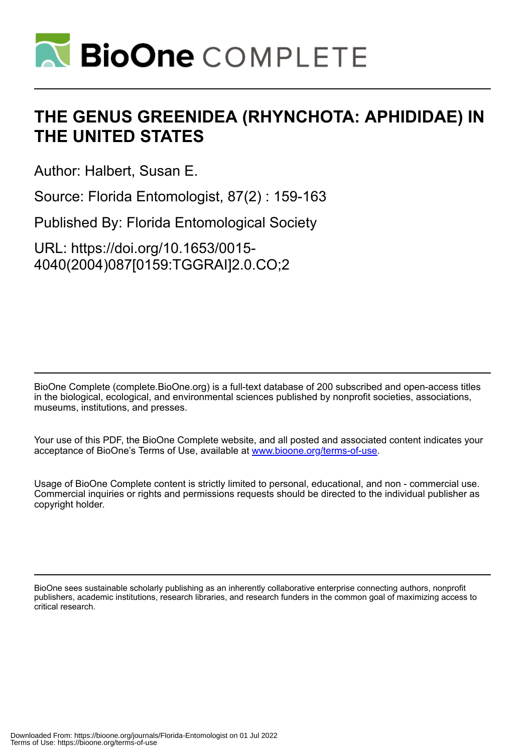# THE GENUS GREENIDEA (RHYNCHOTA: APHIDIDAE) IN THE UNITED STATES

Author: Halbert, Susan E.

Source: Florida Entomologist, 87(2) : 159-163

Published By: Florida Entomological Society

URL: https://doi.org/10.1653/0015-4040(2004)087[0159:TGGRAI]2.0.CO;2

BioOne Complete (complete.BioOne.org) is a full-text database of 200 subscribed and open-access titles in the biological, ecological, and environmental sciences published by nonprofit societies, associations, museums, institutions, and presses.

Your use of this PDF, the BioOne Complete website, and all posted and associated content indicates your acceptance of BioOne's Terms of Use, available at www.bioone.org/terms-of-use.

Usage of BioOne Complete content is strictly limited to personal, educational, and non - commercial use. Commercial inquiries or rights and permissions requests should be directed to the individual publisher as copyright holder.

BioOne sees sustainable scholarly publishing as an inherently collaborative enterprise connecting authors, nonprofit publishers, academic institutions, research libraries, and research funders in the common goal of maximizing access to critical research.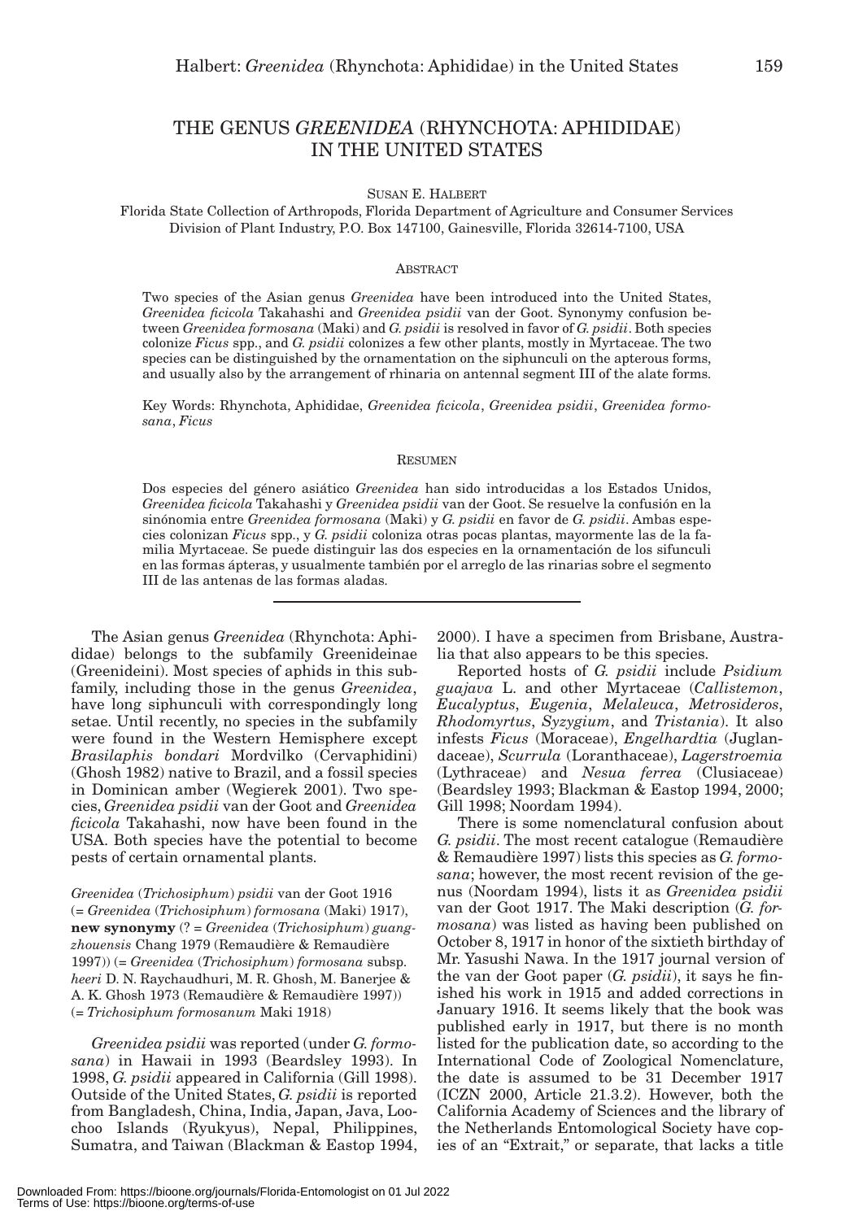# THE GENUS *GREENIDEA* (RHYNCHOTA: APHIDIDAE) IN THE UNITED STATES

SUSAN E. HALBERT

Florida State Collection of Arthropods, Florida Department of Agriculture and Consumer Services
Division of Plant Industry, P.O. Box 147100, Gainesville, Florida 32614-7100, USA

## ABSTRACT

Two species of the Asian genus *Greenidea* have been introduced into the United States, *Greenidea ficicola* Takahashi and *Greenidea psidii* van der Goot. Synonymy confusion between *Greenidea formosana* (Maki) and *G. psidii* is resolved in favor of *G. psidii*. Both species colonize *Ficus* spp., and *G. psidii* colonizes a few other plants, mostly in Myrtaceae. The two species can be distinguished by the ornamentation on the siphunculi on the apterous forms, and usually also by the arrangement of rhinaria on antennal segment III of the alate forms.

Key Words: Rhynchota, Aphididae, *Greenidea ficicola*, *Greenidea psidii*, *Greenidea formosana*, *Ficus*

## RESUMEN

Dos especies del género asiático *Greenidea* han sido introducidas a los Estados Unidos, *Greenidea ficicola* Takahashi y *Greenidea psidii* van der Goot. Se resuelve la confusión en la sinónomia entre *Greenidea formosana* (Maki) y *G. psidii* en favor de *G. psidii*. Ambas especies colonizan *Ficus* spp., y *G. psidii* coloniza otras pocas plantas, mayormente las de la familia Myrtaceae. Se puede distinguir las dos especies en la ornamentación de los sifunculi en las formas ápteras, y usualmente también por el arreglo de las rinarias sobre el segmento III de las antenas de las formas aladas.

---

The Asian genus *Greenidea* (Rhynchota: Aphididae) belongs to the subfamily Greenideinae (Greenideini). Most species of aphids in this subfamily, including those in the genus *Greenidea*, have long siphunculi with correspondingly long setae. Until recently, no species in the subfamily were found in the Western Hemisphere except *Brasilaphis bondari* Mordvilko (Cervaphidini) (Ghosh 1982) native to Brazil, and a fossil species in Dominican amber (Wegierek 2001). Two species, *Greenidea psidii* van der Goot and *Greenidea ficicola* Takahashi, now have been found in the USA. Both species have the potential to become pests of certain ornamental plants.

*Greenidea* (*Trichosiphum*) *psidii* van der Goot 1916 (= *Greenidea* (*Trichosiphum*) *formosana* (Maki) 1917), **new synonymy** (? = *Greenidea* (*Trichosiphum*) *guangzhouensis* Chang 1979 (Remaudière & Remaudière 1997)) (= *Greenidea* (*Trichosiphum*) *formosana* subsp. *heeri* D. N. Raychaudhuri, M. R. Ghosh, M. Banerjee & A. K. Ghosh 1973 (Remaudière & Remaudière 1997)) (= *Trichosiphum formosanum* Maki 1918)

*Greenidea psidii* was reported (under *G. formosana*) in Hawaii in 1993 (Beardsley 1993). In 1998, *G. psidii* appeared in California (Gill 1998). Outside of the United States, *G. psidii* is reported from Bangladesh, China, India, Japan, Java, Loochoo Islands (Ryukyus), Nepal, Philippines, Sumatra, and Taiwan (Blackman & Eastop 1994, 2000). I have a specimen from Brisbane, Australia that also appears to be this species.

Reported hosts of *G. psidii* include *Psidium guajava* L. and other Myrtaceae (*Callistemon*, *Eucalyptus*, *Eugenia*, *Melaleuca*, *Metrosideros*, *Rhodomyrtus*, *Syzygium*, and *Tristania*). It also infests *Ficus* (Moraceae), *Engelhardtia* (Juglandaceae), *Scurrula* (Loranthaceae), *Lagerstroemia* (Lythraceae) and *Nesua ferrea* (Clusiaceae) (Beardsley 1993; Blackman & Eastop 1994, 2000; Gill 1998; Noordam 1994).

There is some nomenclatural confusion about *G. psidii*. The most recent catalogue (Remaudière & Remaudière 1997) lists this species as *G. formosana*; however, the most recent revision of the genus (Noordam 1994), lists it as *Greenidea psidii* van der Goot 1917. The Maki description (*G. formosana*) was listed as having been published on October 8, 1917 in honor of the sixtieth birthday of Mr. Yasushi Nawa. In the 1917 journal version of the van der Goot paper (*G. psidii*), it says he finished his work in 1915 and added corrections in January 1916. It seems likely that the book was published early in 1917, but there is no month listed for the publication date, so according to the International Code of Zoological Nomenclature, the date is assumed to be 31 December 1917 (ICZN 2000, Article 21.3.2). However, both the California Academy of Sciences and the library of the Netherlands Entomological Society have copies of an "Extrait," or separate, that lacks a title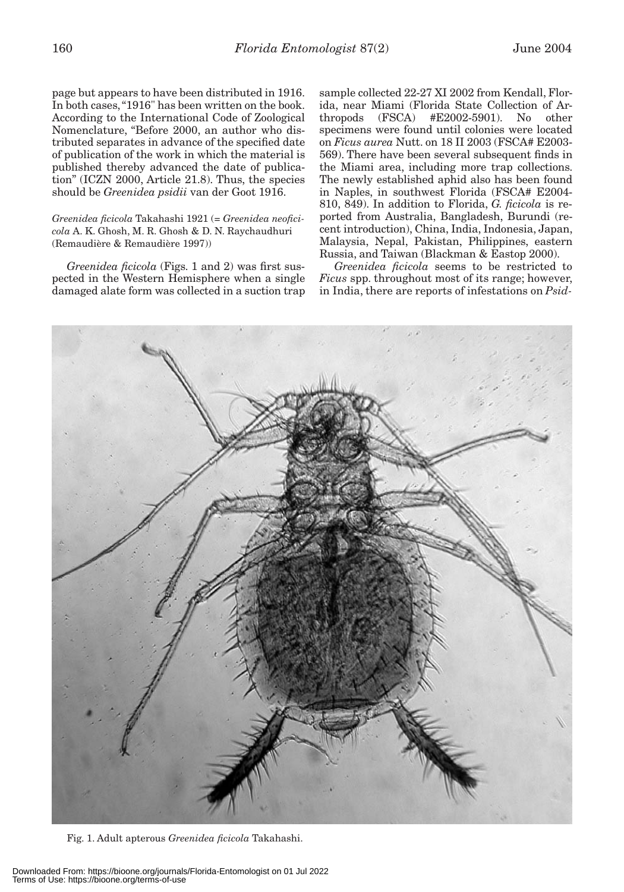page but appears to have been distributed in 1916. In both cases, "1916" has been written on the book. According to the International Code of Zoological Nomenclature, "Before 2000, an author who distributed separates in advance of the specified date of publication of the work in which the material is published thereby advanced the date of publication" (ICZN 2000, Article 21.8). Thus, the species should be *Greenidea psidii* van der Goot 1916.

*Greenidea ficicola* Takahashi 1921 (= *Greenidea neoficicola* A. K. Ghosh, M. R. Ghosh & D. N. Raychaudhuri (Remaudière & Remaudière 1997))

*Greenidea ficicola* (Figs. 1 and 2) was first suspected in the Western Hemisphere when a single damaged alate form was collected in a suction trap sample collected 22-27 XI 2002 from Kendall, Florida, near Miami (Florida State Collection of Arthropods (FSCA) #E2002-5901). No other specimens were found until colonies were located on *Ficus aurea* Nutt. on 18 II 2003 (FSCA# E2003-569). There have been several subsequent finds in the Miami area, including more trap collections. The newly established aphid also has been found in Naples, in southwest Florida (FSCA# E2004-810, 849). In addition to Florida, *G. ficicola* is reported from Australia, Bangladesh, Burundi (recent introduction), China, India, Indonesia, Japan, Malaysia, Nepal, Pakistan, Philippines, eastern Russia, and Taiwan (Blackman & Eastop 2000).

*Greenidea ficicola* seems to be restricted to *Ficus* spp. throughout most of its range; however, in India, there are reports of infestations on *Psid-*

Fig. 1. Adult apterous *Greenidea ficicola* Takahashi.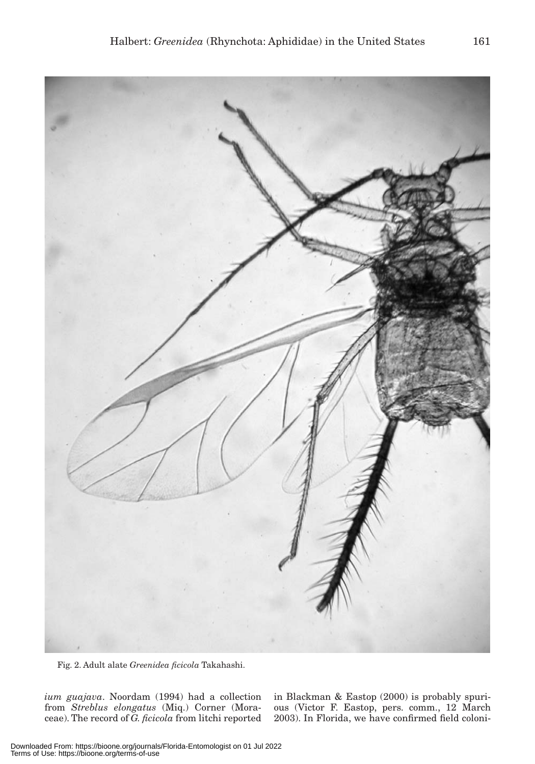Fig. 2. Adult alate *Greenidea ficicola* Takahashi.

*ium guajava*. Noordam (1994) had a collection from *Streblus elongatus* (Miq.) Corner (Moraceae). The record of *G. ficicola* from litchi reported in Blackman & Eastop (2000) is probably spurious (Victor F. Eastop, pers. comm., 12 March 2003). In Florida, we have confirmed field coloni-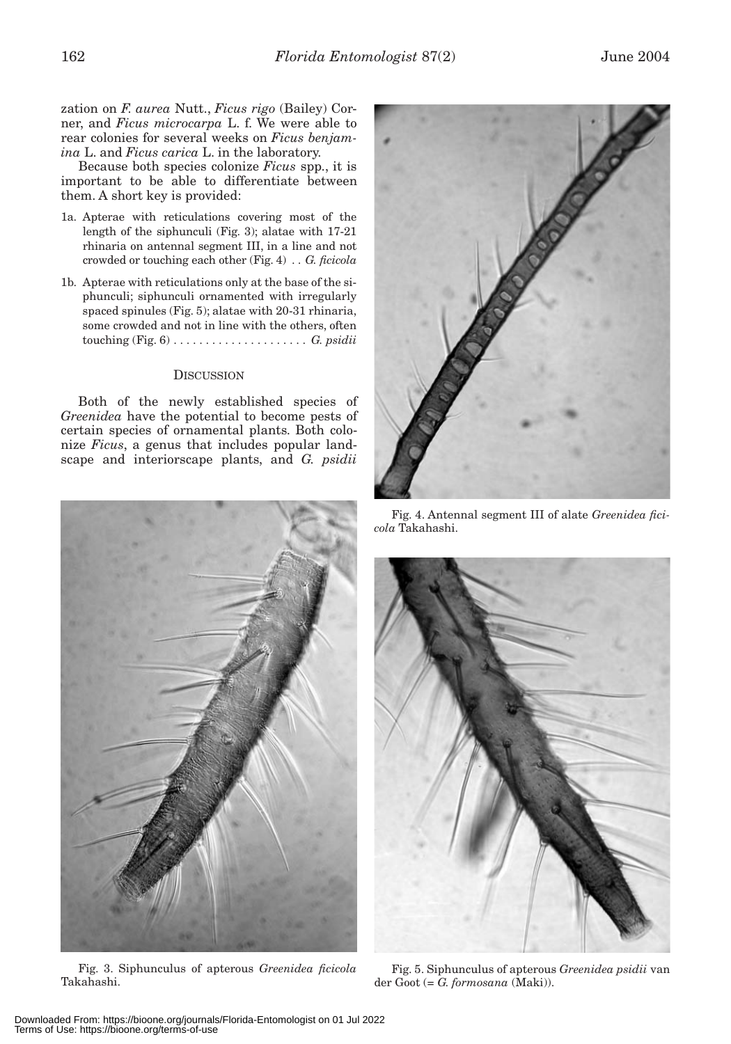zation on *F. aurea* Nutt., *Ficus rigo* (Bailey) Corner, and *Ficus microcarpa* L. f. We were able to rear colonies for several weeks on *Ficus benjamina* L. and *Ficus carica* L. in the laboratory.

Because both species colonize *Ficus* spp., it is important to be able to differentiate between them. A short key is provided:

1a. Apterae with reticulations covering most of the length of the siphunculi (Fig. 3); alatae with 17-21 rhinaria on antennal segment III, in a line and not crowded or touching each other (Fig. 4) . . *G. ficicola*

1b. Apterae with reticulations only at the base of the siphunculi; siphunculi ornamented with irregularly spaced spinules (Fig. 5); alatae with 20-31 rhinaria, some crowded and not in line with the others, often touching (Fig. 6) . . . . . . . . . . . . . . . . . . . . . *G. psidii*

## Discussion

Both of the newly established species of *Greenidea* have the potential to become pests of certain species of ornamental plants. Both colonize *Ficus*, a genus that includes popular landscape and interiorscape plants, and *G. psidii*

Fig. 4. Antennal segment III of alate *Greenidea ficicola* Takahashi.

Fig. 3. Siphunculus of apterous *Greenidea ficicola* Takahashi.

Fig. 5. Siphunculus of apterous *Greenidea psidii* van der Goot (= *G. formosana* (Maki)).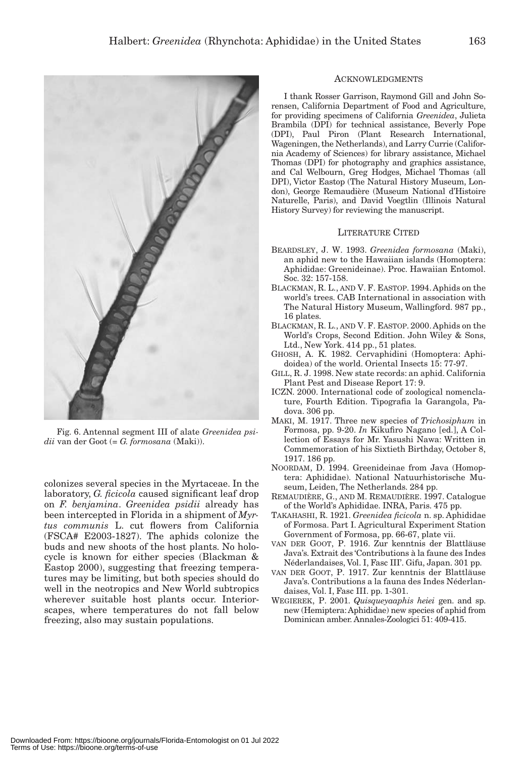Fig. 6. Antennal segment III of alate *Greenidea psidii* van der Goot (= *G. formosana* (Maki)).

colonizes several species in the Myrtaceae. In the laboratory, *G. ficicola* caused significant leaf drop on *F. benjamina*. *Greenidea psidii* already has been intercepted in Florida in a shipment of *Myrtus communis* L. cut flowers from California (FSCA# E2003-1827). The aphids colonize the buds and new shoots of the host plants. No holocycle is known for either species (Blackman & Eastop 2000), suggesting that freezing temperatures may be limiting, but both species should do well in the neotropics and New World subtropics wherever suitable host plants occur. Interiorscapes, where temperatures do not fall below freezing, also may sustain populations.

## Acknowledgments

I thank Rosser Garrison, Raymond Gill and John Sorensen, California Department of Food and Agriculture, for providing specimens of California *Greenidea*, Julieta Brambila (DPI) for technical assistance, Beverly Pope (DPI), Paul Piron (Plant Research International, Wageningen, the Netherlands), and Larry Currie (California Academy of Sciences) for library assistance, Michael Thomas (DPI) for photography and graphics assistance, and Cal Welbourn, Greg Hodges, Michael Thomas (all DPI), Victor Eastop (The Natural History Museum, London), George Remaudière (Museum National d'Histoire Naturelle, Paris), and David Voegtlin (Illinois Natural History Survey) for reviewing the manuscript.

## Literature Cited

BEARDSLEY, J. W. 1993. *Greenidea formosana* (Maki), an aphid new to the Hawaiian islands (Homoptera: Aphididae: Greenideinae). Proc. Hawaiian Entomol. Soc. 32: 157-158.

BLACKMAN, R. L., AND V. F. EASTOP. 1994. Aphids on the world's trees. CAB International in association with The Natural History Museum, Wallingford. 987 pp., 16 plates.

BLACKMAN, R. L., AND V. F. EASTOP. 2000. Aphids on the World's Crops, Second Edition. John Wiley & Sons, Ltd., New York. 414 pp., 51 plates.

GHOSH, A. K. 1982. Cervaphidini (Homoptera: Aphidoidea) of the world. Oriental Insects 15: 77-97.

GILL, R. J. 1998. New state records: an aphid. California Plant Pest and Disease Report 17: 9.

ICZN. 2000. International code of zoological nomenclature, Fourth Edition. Tipografia la Garangola, Padova. 306 pp.

MAKI, M. 1917. Three new species of *Trichosiphum* in Formosa, pp. 9-20. *In* Kikufiro Nagano [ed.], A Collection of Essays for Mr. Yasushi Nawa: Written in Commemoration of his Sixtieth Birthday, October 8, 1917. 186 pp.

NOORDAM, D. 1994. Greenideinae from Java (Homoptera: Aphididae). National Natuurhistorische Museum, Leiden, The Netherlands. 284 pp.

REMAUDIÈRE, G., AND M. REMAUDIÈRE. 1997. Catalogue of the World's Aphididae. INRA, Paris. 475 pp.

TAKAHASHI, R. 1921. *Greenidea ficicola* n. sp. Aphididae of Formosa. Part I. Agricultural Experiment Station Government of Formosa, pp. 66-67, plate vii.

VAN DER GOOT, P. 1916. Zur kenntnis der Blattläuse Java's. Extrait des 'Contributions à la faune des Indes Néderlandaises, Vol. I, Fasc III'. Gifu, Japan. 301 pp.

VAN DER GOOT, P. 1917. Zur kenntnis der Blattläuse Java's. Contributions a la fauna des Indes Néderlandaises, Vol. I, Fasc III. pp. 1-301.

WEGIEREK, P. 2001. *Quisqueyaaphis heiei* gen. and sp. new (Hemiptera: Aphididae) new species of aphid from Dominican amber. Annales-Zoologici 51: 409-415.